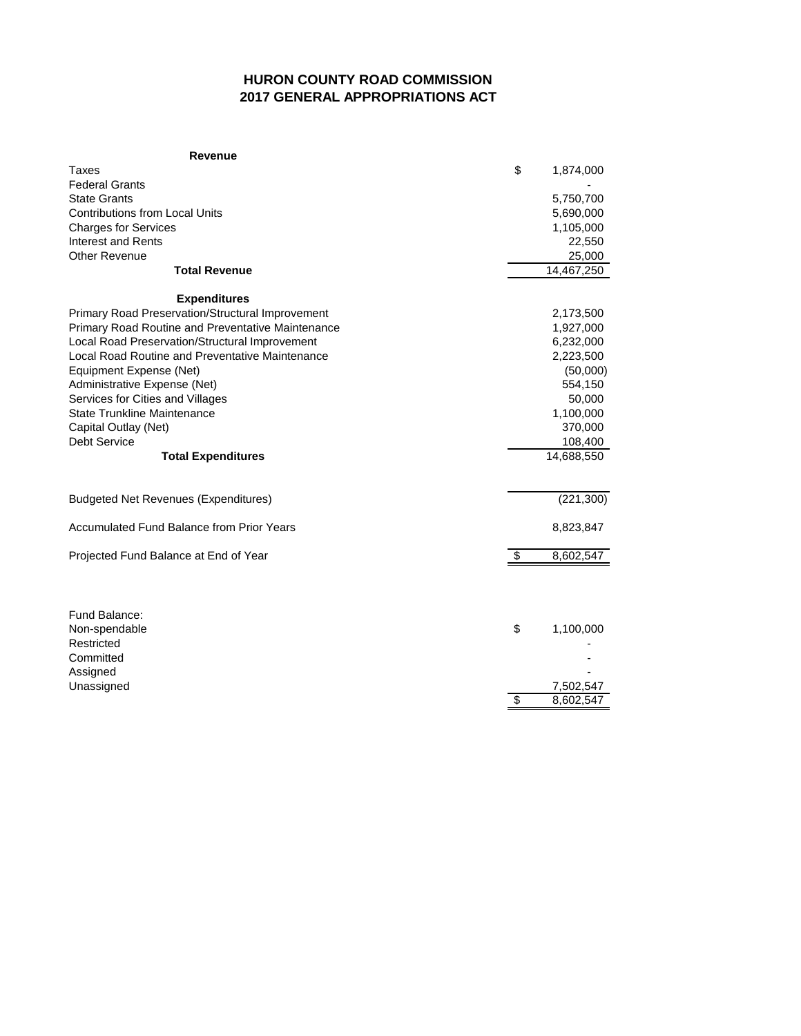# HURON COUNTY ROAD COMMISSION
## 2017 GENERAL APPROPRIATIONS ACT

| | |
|---|---|
| **Revenue** | |
| Taxes | $ 1,874,000 |
| Federal Grants | - |
| State Grants | 5,750,700 |
| Contributions from Local Units | 5,690,000 |
| Charges for Services | 1,105,000 |
| Interest and Rents | 22,550 |
| Other Revenue | 25,000 |
| **Total Revenue** | 14,467,250 |
| **Expenditures** | |
| Primary Road Preservation/Structural Improvement | 2,173,500 |
| Primary Road Routine and Preventative Maintenance | 1,927,000 |
| Local Road Preservation/Structural Improvement | 6,232,000 |
| Local Road Routine and Preventative Maintenance | 2,223,500 |
| Equipment Expense (Net) | (50,000) |
| Administrative Expense (Net) | 554,150 |
| Services for Cities and Villages | 50,000 |
| State Trunkline Maintenance | 1,100,000 |
| Capital Outlay (Net) | 370,000 |
| Debt Service | 108,400 |
| **Total Expenditures** | 14,688,550 |
| Budgeted Net Revenues (Expenditures) | (221,300) |
| Accumulated Fund Balance from Prior Years | 8,823,847 |
| Projected Fund Balance at End of Year | $ 8,602,547 |

| | |
|---|---|
| Fund Balance: | |
| Non-spendable | $ 1,100,000 |
| Restricted | - |
| Committed | - |
| Assigned | - |
| Unassigned | 7,502,547 |
| | $ 8,602,547 |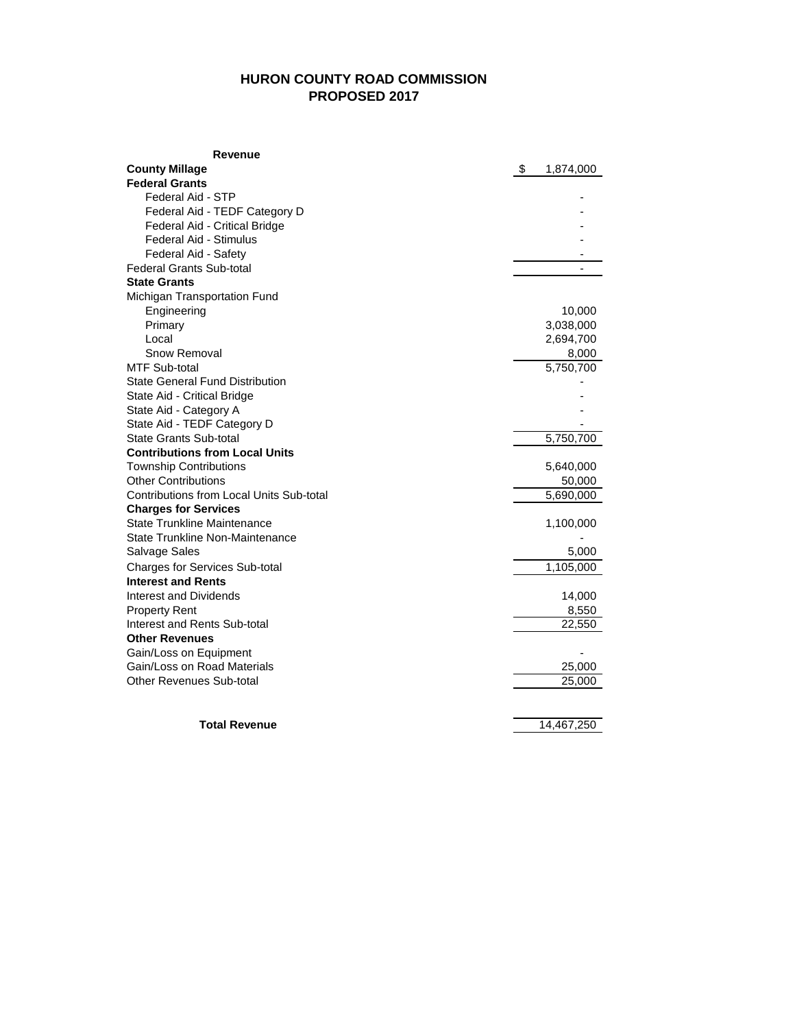# HURON COUNTY ROAD COMMISSION
## PROPOSED 2017

| Revenue | |
|---|---|
| **County Millage** | $ 1,874,000 |
| **Federal Grants** | |
| Federal Aid - STP | - |
| Federal Aid - TEDF Category D | - |
| Federal Aid - Critical Bridge | - |
| Federal Aid - Stimulus | - |
| Federal Aid - Safety | - |
| Federal Grants Sub-total | - |
| **State Grants** | |
| Michigan Transportation Fund | |
| Engineering | 10,000 |
| Primary | 3,038,000 |
| Local | 2,694,700 |
| Snow Removal | 8,000 |
| MTF Sub-total | 5,750,700 |
| State General Fund Distribution | - |
| State Aid - Critical Bridge | - |
| State Aid - Category A | - |
| State Aid - TEDF Category D | - |
| State Grants Sub-total | 5,750,700 |
| **Contributions from Local Units** | |
| Township Contributions | 5,640,000 |
| Other Contributions | 50,000 |
| Contributions from Local Units Sub-total | 5,690,000 |
| **Charges for Services** | |
| State Trunkline Maintenance | 1,100,000 |
| State Trunkline Non-Maintenance | - |
| Salvage Sales | 5,000 |
| Charges for Services Sub-total | 1,105,000 |
| **Interest and Rents** | |
| Interest and Dividends | 14,000 |
| Property Rent | 8,550 |
| Interest and Rents Sub-total | 22,550 |
| **Other Revenues** | |
| Gain/Loss on Equipment | - |
| Gain/Loss on Road Materials | 25,000 |
| Other Revenues Sub-total | 25,000 |
| | |
| **Total Revenue** | 14,467,250 |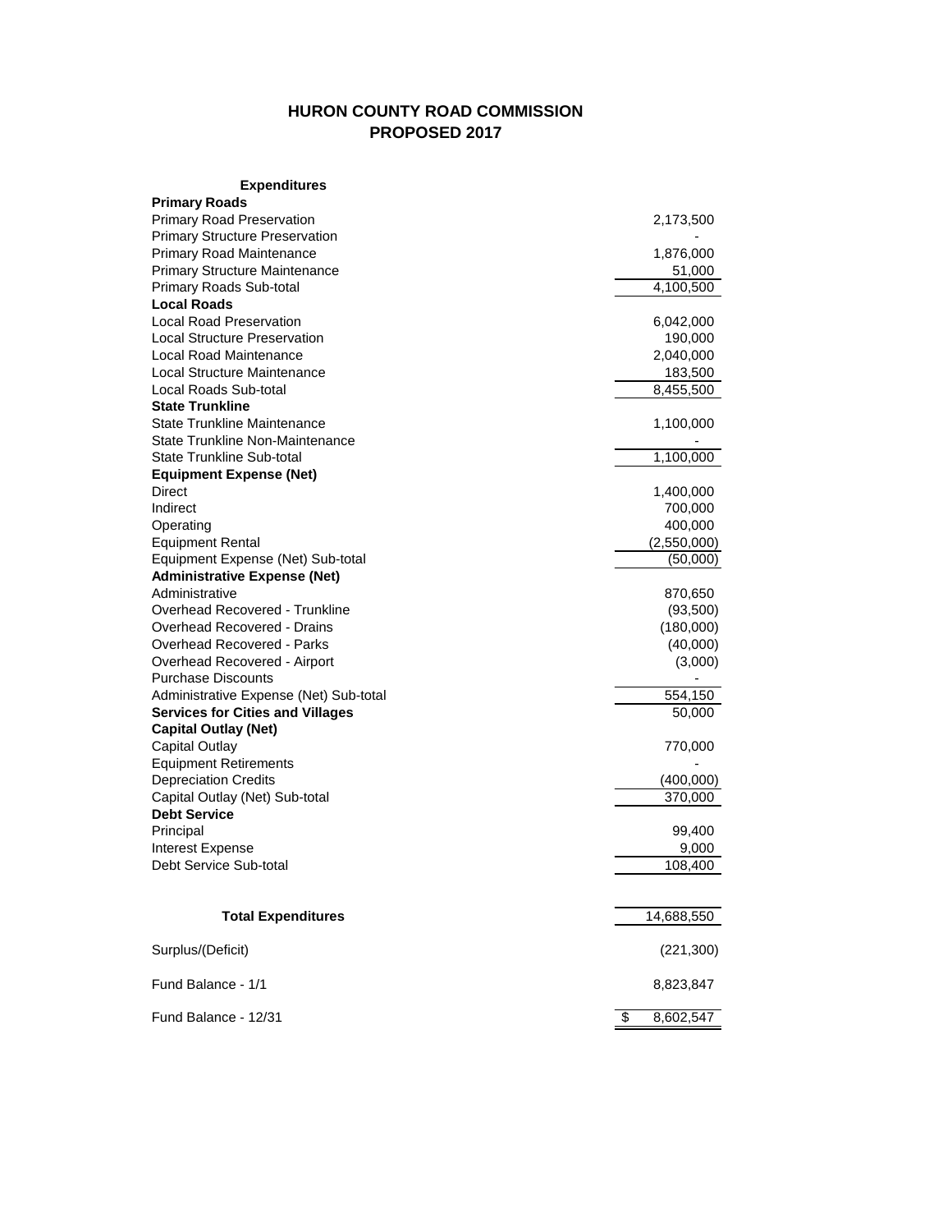# HURON COUNTY ROAD COMMISSION
## PROPOSED 2017

| Expenditures | |
|---|---|
| **Primary Roads** | |
| Primary Road Preservation | 2,173,500 |
| Primary Structure Preservation | - |
| Primary Road Maintenance | 1,876,000 |
| Primary Structure Maintenance | 51,000 |
| Primary Roads Sub-total | 4,100,500 |
| **Local Roads** | |
| Local Road Preservation | 6,042,000 |
| Local Structure Preservation | 190,000 |
| Local Road Maintenance | 2,040,000 |
| Local Structure Maintenance | 183,500 |
| Local Roads Sub-total | 8,455,500 |
| **State Trunkline** | |
| State Trunkline Maintenance | 1,100,000 |
| State Trunkline Non-Maintenance | - |
| State Trunkline Sub-total | 1,100,000 |
| **Equipment Expense (Net)** | |
| Direct | 1,400,000 |
| Indirect | 700,000 |
| Operating | 400,000 |
| Equipment Rental | (2,550,000) |
| Equipment Expense (Net) Sub-total | (50,000) |
| **Administrative Expense (Net)** | |
| Administrative | 870,650 |
| Overhead Recovered - Trunkline | (93,500) |
| Overhead Recovered - Drains | (180,000) |
| Overhead Recovered - Parks | (40,000) |
| Overhead Recovered - Airport | (3,000) |
| Purchase Discounts | - |
| Administrative Expense (Net) Sub-total | 554,150 |
| **Services for Cities and Villages** | 50,000 |
| **Capital Outlay (Net)** | |
| Capital Outlay | 770,000 |
| Equipment Retirements | - |
| Depreciation Credits | (400,000) |
| Capital Outlay (Net) Sub-total | 370,000 |
| **Debt Service** | |
| Principal | 99,400 |
| Interest Expense | 9,000 |
| Debt Service Sub-total | 108,400 |
| | |
| **Total Expenditures** | 14,688,550 |
| Surplus/(Deficit) | (221,300) |
| Fund Balance - 1/1 | 8,823,847 |
| Fund Balance - 12/31 | $ 8,602,547 |